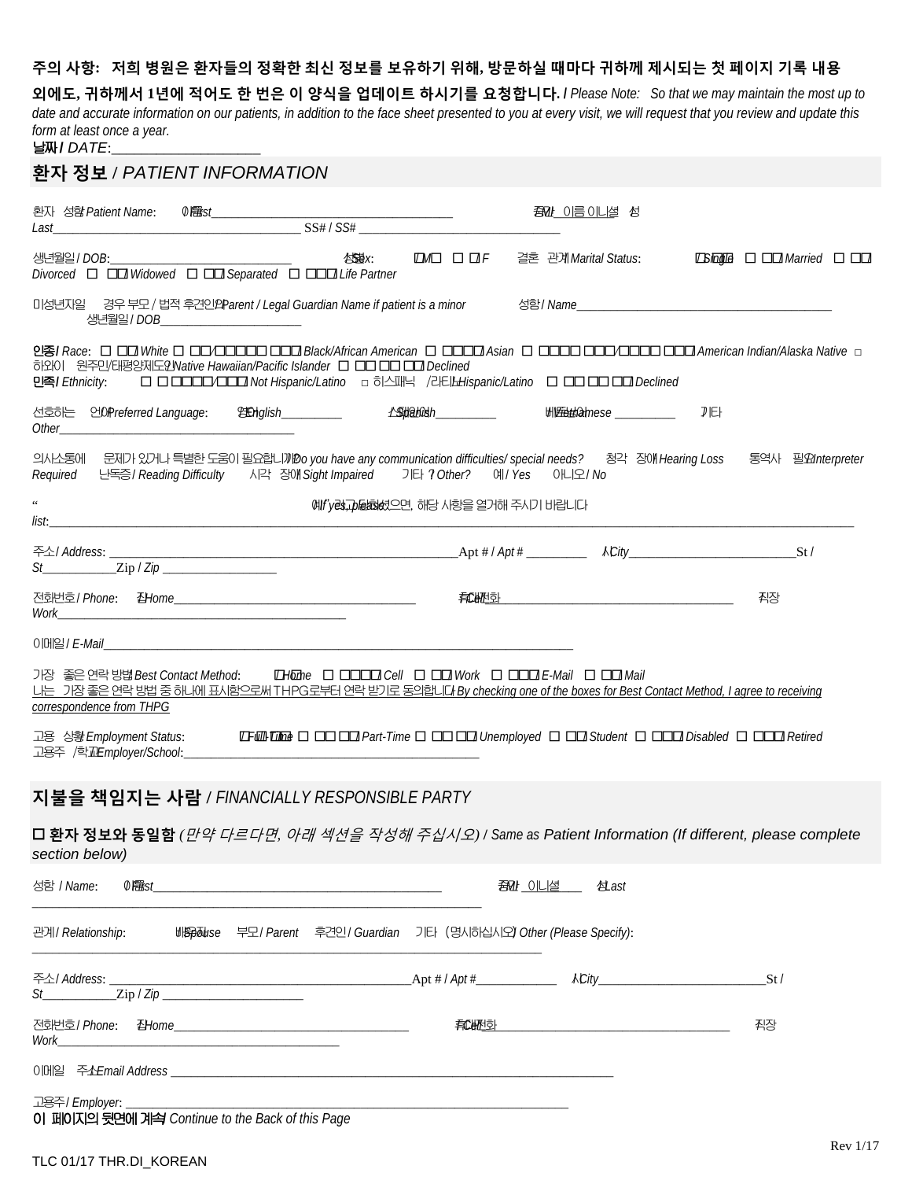**주의 사항: 저희 병원은 환자들의 정확한 최신 정보를 보유하기 위해, 방문하실 때마다 귀하께 제시되는 첫 페이지 기록 내용 외에도, 귀하께서 1년에 적어도 한 번은 이 양식을 업데이트 하시기를 요청합니다.** / *Please Note: So that we may maintain the most up to date and accurate information on our patients, in addition to the face sheet presented to you at every visit, we will request that you review and update this form at least once a year.*

**날짜 /** *DATE*:___________________

## 환자 정보 / *PATIENT INFORMATION*

환자 성함 / *Patient Name*: 이름 / *First*______________________________________ 중간 이름 이니셜 / *MI*___ 성 / *Last*________________________________________ SS# / *SS#* ________________________________

생년월일 / *DOB*:______________________________ 성별 / *Sex*: ☐ 남 / *M* ☐ 여 / *F* 결혼 관계 / *Marital Status*: ☐ 미혼 / *Single* ☐ 기혼 / *Married* ☐ 이혼 / *Divorced* ☐ 사별 / *Widowed* ☐ 별거 / *Separated* ☐ 동거인 / *Life Partner*

미성년자일 경우 부모 / 법적 후견인 / *Parent / Legal Guardian Name if patient is a minor* 성함 / *Name*__________________________________________ 생년월일 / *DOB*_______________________

**인종 /** *Race*: ☐ 백인 / *White* ☐ 흑인/아프리카계 미국인 / *Black/African American* ☐ 아시아인 / *Asian* ☐ 아메리칸 인디언/알래스카 원주민 / *American Indian/Alaska Native* ☐ 하와이 원주민/태평양제도인 / *Native Hawaiian/Pacific Islander* ☐ 답변 거부 / *Declined*

**민족 /** *Ethnicity*: ☐ 비 히스패닉/라티노 / *Not Hispanic/Latino* ☐ 히스패닉/라티노 / *Hispanic/Latino* ☐ 답변 거부 / *Declined*

선호하는 언어 / *Preferred Language*: 영어 / *English*__________ 스페인어 / *Spanish*__________ 베트남어 / *Vietnamese* __________ 기타 / *Other*________________________________________

의사소통에 문제가 있거나 특별한 도움이 필요합니까? / *Do you have any communication difficulties/ special needs?* 청각 장애 / *Hearing Loss* 통역사 필요 / *Interpreter Required* 난독증 / *Reading Difficulty* 시각 장애 / *Sight Impaired* 기타 ? / *Other?* 예 / *Yes* 아니오 / *No*

"예"라고 답하셨으면, 해당 사항을 열거해 주시기 바랍니다 / *If "yes", please list*:__________________________________________________________________________________________________________

주소 / *Address*: ________________________________________________________ Apt # / *Apt #* _________ 시 / *City*__________________________ 주 / *St*___________ Zip / *Zip* __________________

전화번호 / *Phone*: 집 / *Home*_________________________________________ 휴대전화 / *Cell*_________________________________________ 직장 / *Work*_______________________________________________

이메일 / *E-Mail*_______________________________________________________________________________

가장 좋은 연락 방법 / *Best Contact Method*: ☐ 집 / *Home* ☐ 휴대전화 / *Cell* ☐ 직장 / *Work* ☐ 이메일 / *E-Mail* ☐ 우편 / *Mail*

나는 가장 좋은 연락 방법 중 하나에 표시함으로써 THPG로부터 연락 받기로 동의합니다 / *By checking one of the boxes for Best Contact Method, I agree to receiving correspondence from THPG*

고용 상황 / *Employment Status*: ☐ 풀타임 / *Full-Time* ☐ 파트 타임 / *Part-Time* ☐ 무직 / *Unemployed* ☐ 학생 / *Student* ☐ 장애인 / *Disabled* ☐ 은퇴자 / *Retired*

고용주 / 학교 / *Employer/School*:_______________________________________________

## 지불을 책임지는 사람 / *FINANCIALLY RESPONSIBLE PARTY*

☐ **환자 정보와 동일함** *(만약 다르다면, 아래 섹션을 작성해 주십시오)* / Same as *Patient Information (If different, please complete section below)*

성함 / *Name*: 이름 / *First*_____________________________________________ 중간 이니셜 / *MI*____ 성 / *Last* ________________________________________________________________

관계 / *Relationship*: 배우자 / *Spouse* 부모 / *Parent* 후견인 / *Guardian* 기타 (명시하십시오) / *Other (Please Specify)*: ________________________________________________________________________________

주소 / *Address*: ______________________________________________ Apt # / *Apt #*____________ 시 / *City*__________________________ 주 / *St*___________ Zip / *Zip* _____________________

전화번호 / *Phone*: 집 / *Home*____________________________________ 휴대전화 / *Cell*______________________________________ 직장 / *Work*____________________________________________

이메일 주소 / *Email Address* ______________________________________________________________________

고용주 / *Employer*: ________________________________________________________________________

**이 페이지의 뒷면에 계속** / *Continue to the Back of this Page*

Rev 1/17

TLC 01/17 THR.DI_KOREAN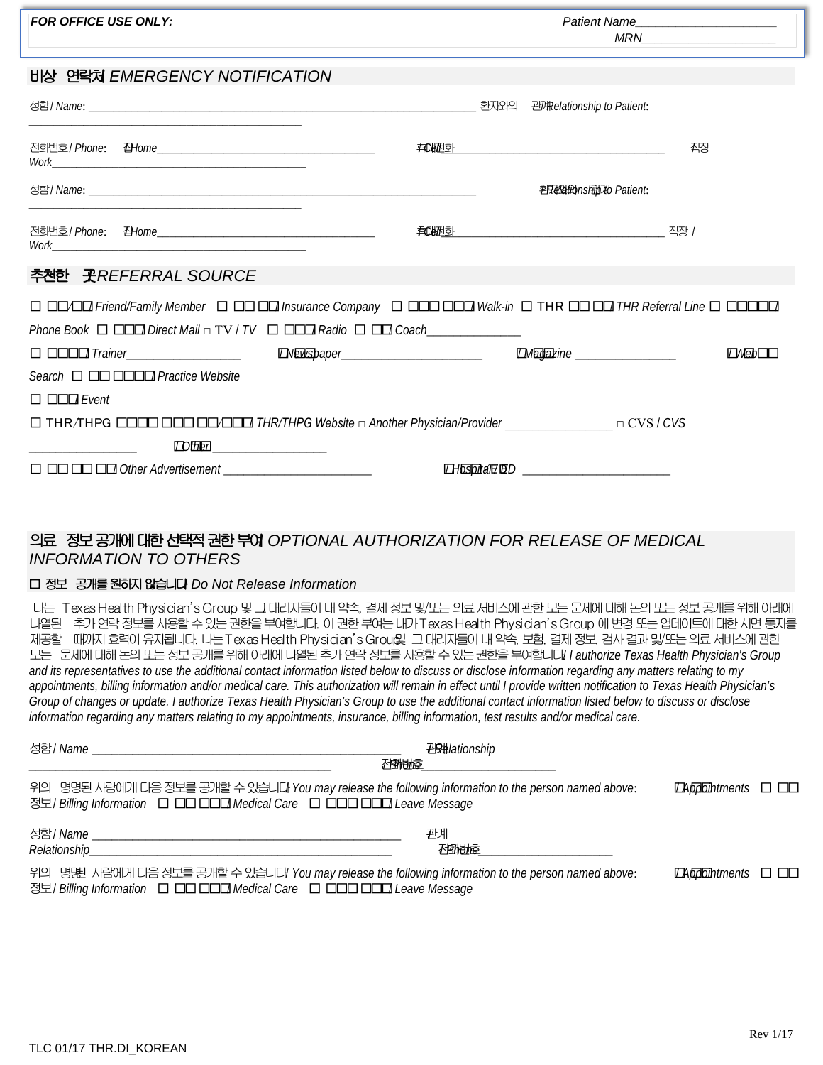**FOR OFFICE USE ONLY:**

Patient Name____________________

MRN____________________

## 비상 연락처/ *EMERGENCY NOTIFICATION*

성함/ *Name*: ____________________________________________ 환자와의 관계/ *Relationship to Patient*: ____________________________

전화번호/ *Phone*: 집/ *Home*__________________________ 휴대전화/ *Cell*__________________________ 직장 *Work*__________________________

성함/ *Name*: ____________________________________________ 환자와의 관계/ *Relationship to Patient*: ____________________________

전화번호/ *Phone*: 집/ *Home*__________________________ 휴대전화/ *Cell*__________________________ 직장 / *Work*__________________________

## 추천한 곳/ *REFERRAL SOURCE*

☐ □□/□□/ *Friend/Family Member* ☐ □□ □□/ *Insurance Company* ☐ □□□ □□□/ *Walk-in* ☐ THR □□ □□/ *THR Referral Line* ☐ □□□□□/ *Phone Book* ☐ □□□/ *Direct Mail* □ TV / *TV* ☐ □□□/ *Radio* ☐ □□/ *Coach*_______________

☐ □□□□/ *Trainer*__________________ ☐ *Newspaper*______________________ ☐ *Magazine* ________________ ☐ *Web Search* ☐ □□ □□□□/ *Practice Website*

☐ □□□/ *Event*

☐ THR/THPG □□□□ □□□ □□/□□□/ *THR/THPG Website* □ *Another Physician/Provider* _________________ □ CVS / *CVS* _________________ ☐ *Other* __________________

☐ □□ □□ □□/ *Other Advertisement* ________________________ ☐ *Hospital/ED* ________________________

## 의료 정보 공개에 대한 선택적 권한 부여/ *OPTIONAL AUTHORIZATION FOR RELEASE OF MEDICAL INFORMATION TO OTHERS*

**☐ 정보 공개를 원하지 않습니다/** *Do Not Release Information*

나는 Texas Health Physician's Group 및 그 대리자들이 내 약속, 결제 정보 및/또는 의료 서비스에 관한 모든 문제에 대해 논의 또는 정보 공개를 위해 아래에 나열된 추가 연락 정보를 사용할 수 있는 권한을 부여합니다. 이 권한 부여는 내가 Texas Health Physician's Group 에 변경 또는 업데이트에 대한 서면 통지를 제공할 때까지 효력이 유지됩니다. 나는 Texas Health Physician's Group 및 그 대리자들이 내 약속, 보험, 결제 정보, 검사 결과 및/또는 의료 서비스에 관한 모든 문제에 대해 논의 또는 정보 공개를 위해 아래에 나열된 추가 연락 정보를 사용할 수 있는 권한을 부여합니다/ *I authorize Texas Health Physician's Group and its representatives to use the additional contact information listed below to discuss or disclose information regarding any matters relating to my appointments, billing information and/or medical care. This authorization will remain in effect until I provide written notification to Texas Health Physician's Group of changes or update. I authorize Texas Health Physician's Group to use the additional contact information listed below to discuss or disclose information regarding any matters relating to my appointments, insurance, billing information, test results and/or medical care.*

성함/ *Name* ______________________________________ 관계/ *Relationship* ______________________________________ 전화번호/ *Phone*______________________

위의 명명된 사람에게 다음 정보를 공개할 수 있습니다/ *You may release the following information to the person named above*: ☐ *Appointments* ☐ □□ 정보/ *Billing Information* ☐ □□ □□□/ *Medical Care* ☐ □□□ □□□/ *Leave Message*

성함/ *Name* ______________________________________ 관계 *Relationship*______________________________________ 전화번호/ *Phone*______________________

위의 명명된 사람에게 다음 정보를 공개할 수 있습니다/ *You may release the following information to the person named above*: ☐ *Appointments* ☐ □□ 정보/ *Billing Information* ☐ □□ □□□/ *Medical Care* ☐ □□□ □□□/ *Leave Message*

Rev 1/17

TLC 01/17 THR.DI_KOREAN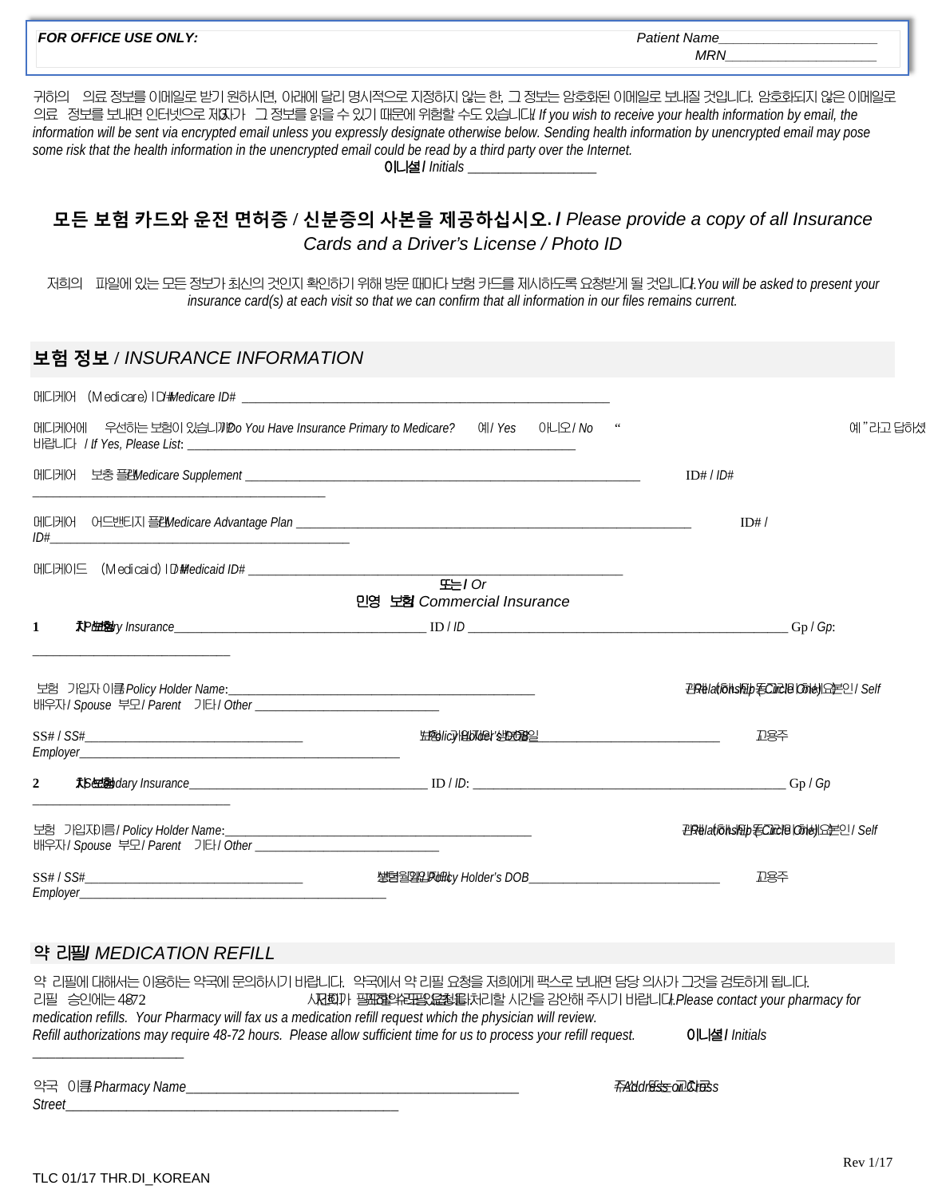**FOR OFFICE USE ONLY:** Patient Name______________________
MRN____________________

귀하의 의료 정보를 이메일로 받기 원하시면, 아래에 달리 명시적으로 지정하지 않는 한, 그 정보는 암호화된 이메일로 보내질 것입니다. 암호화되지 않은 이메일로 의료 정보를 보내면 인터넷으로 제3자가 그 정보를 읽을 수 있기 때문에 위험할 수도 있습니다. / *If you wish to receive your health information by email, the information will be sent via encrypted email unless you expressly designate otherwise below. Sending health information by unencrypted email may pose some risk that the health information in the unencrypted email could be read by a third party over the Internet.*

이니셜 / *Initials* __________________

## 모든 보험 카드와 운전 면허증 / 신분증의 사본을 제공하십시오. / *Please provide a copy of all Insurance Cards and a Driver's License / Photo ID*

저희의 파일에 있는 모든 정보가 최신의 것인지 확인하기 위해 방문 때마다 보험 카드를 제시하도록 요청받게 될 것입니다. / *You will be asked to present your insurance card(s) at each visit so that we can confirm that all information in our files remains current.*

## 보험 정보 / *INSURANCE INFORMATION*

메디케어 (Medicare) ID# / *Medicare ID#* ________________________________________________________

메디케어에 우선하는 보험이 있습니까? / *Do You Have Insurance Primary to Medicare?* 예 / *Yes* 아니오 / *No* "예"라고 답하셨다면 열거해 주시기 바랍니다 / *If Yes, Please List*: ____________________________________________________________

메디케어 보충 플랜 / *Medicare Supplement* ______________________________________________________________ ID# / *ID#* ____________________________________________

메디케어 어드밴티지 플랜 / *Medicare Advantage Plan* __________________________________________________________ ID# / *ID#*___________________________________________

메디케이드 (Medicaid) ID# / *Medicaid ID#* ________________________________________________________

또는 / *Or*

민영 보험 *Commercial Insurance*

**1** 차 보험 / *Primary Insurance*____________________________________ ID / *ID* ______________________________________________ Gp / *Gp*: ______________________________

보험 가입자 이름 / *Policy Holder Name*:_______________________________________________ 관계 (하나에 동그라미 하세요) / *Relationship (Circle One)*: 본인 / *Self* 배우자 / *Spouse* 부모 / *Parent* 기타 / *Other* ______________________________

SS# / *SS#*___________________________________ 보험 가입자의 생년월일 / *Policy Holder's DOB*______________________________ 고용주 *Employer*______________________________________________________

**2** 차 보험 / *Secondary Insurance*________________________________ ID / *ID*: ______________________________________________ Gp / *Gp* ______________________________

보험 가입자 이름 / *Policy Holder Name*:_______________________________________________ 관계 (하나에 동그라미 하세요) / *Relationship (Circle One)*: 본인 / *Self* 배우자 / *Spouse* 부모 / *Parent* 기타 / *Other* ______________________________

SS# / *SS#*___________________________________ 생년월일 / *Policy Holder's DOB*______________________________ 고용주 *Employer*__________________________________________________

## 약 리필 / *MEDICATION REFILL*

약 리필에 대해서는 이용하는 약국에 문의하시기 바랍니다. 약국에서 약 리필 요청을 저희에게 팩스로 보내면 담당 의사가 그것을 검토하게 됩니다. 리필 승인에는 48-72 시간이 필요할 수 있습니다. 저희가 귀하의 리필 요청을 처리할 시간을 감안해 주시기 바랍니다. / *Please contact your pharmacy for medication refills. Your Pharmacy will fax us a medication refill request which the physician will review. Refill authorizations may require 48-72 hours. Please allow sufficient time for us to process your refill request.* 이니셜 / *Initials* ______________________

약국 이름 / *Pharmacy Name*__________________________________________________ 주소 또는 교차로 / *Address or Cross Street*__________________________________________________

TLC 01/17 THR.DI_KOREAN Rev 1/17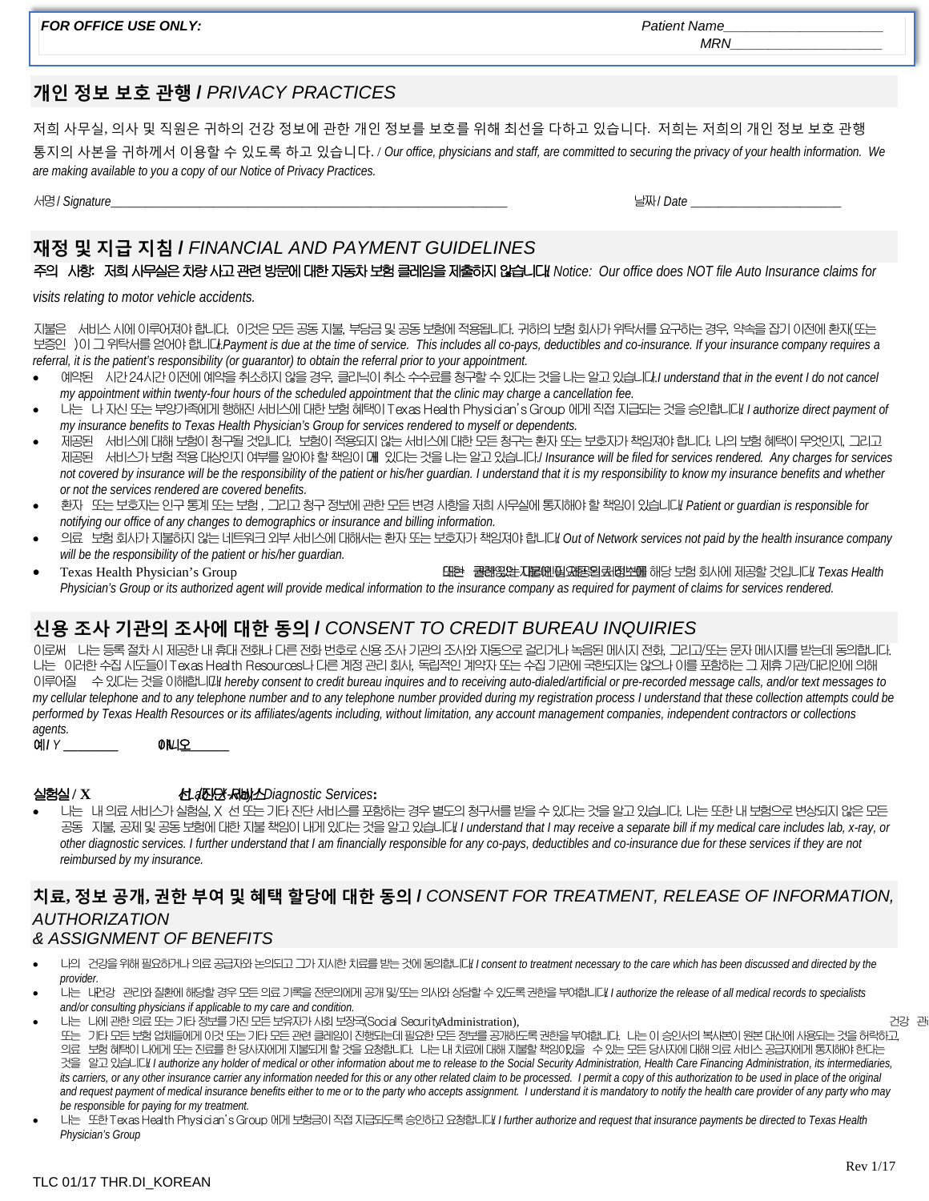*FOR OFFICE USE ONLY:* *Patient Name_____________________*
*MRN___________________*

## 개인 정보 보호 관행 / *PRIVACY PRACTICES*

저희 사무실, 의사 및 직원은 귀하의 건강 정보에 관한 개인 정보를 보호를 위해 최선을 다하고 있습니다. 저희는 저희의 개인 정보 보호 관행 통지의 사본을 귀하께서 이용할 수 있도록 하고 있습니다. / *Our office, physicians and staff, are committed to securing the privacy of your health information. We are making available to you a copy of our Notice of Privacy Practices.*

서명 / *Signature*_____________________________________________ 날짜 / *Date* _____________________

## 재정 및 지급 지침 / *FINANCIAL AND PAYMENT GUIDELINES*

**주의 사항: 저희 사무실은 차량 사고 관련 방문에 대한 자동차 보험 클레임을 제출하지 않습니다!** *Notice: Our office does NOT file Auto Insurance claims for visits relating to motor vehicle accidents.*

지불은 서비스 시에 이루어져야 합니다. 이것은 모든 공동 지불, 부담금 및 공동 보험에 적용됩니다. 귀하의 보험 회사가 위탁서를 요구하는 경우, 약속을 잡기 이전에 환자(또는 보증인)이 그 위탁서를 얻어야 합니다. *Payment is due at the time of service. This includes all co-pays, deductibles and co-insurance. If your insurance company requires a referral, it is the patient's responsibility (or guarantor) to obtain the referral prior to your appointment.*

- 예약된 시간 24시간 이전에 예약을 취소하지 않을 경우, 클리닉이 취소 수수료를 청구할 수 있다는 것을 나는 알고 있습니다. *I understand that in the event I do not cancel my appointment within twenty-four hours of the scheduled appointment that the clinic may charge a cancellation fee.*
- 나는 나 자신 또는 부양가족에게 행해진 서비스에 대한 보험 혜택이 Texas Health Physician's Group 에게 직접 지급되는 것을 승인합니다. *I authorize direct payment of my insurance benefits to Texas Health Physician's Group for services rendered to myself or dependents.*
- 제공된 서비스에 대해 보험이 청구될 것입니다. 보험이 적용되지 않는 서비스에 대한 모든 청구는 환자 또는 보호자가 책임져야 합니다. 나의 보험 혜택이 무엇인지, 그리고 제공된 서비스가 보험 적용 대상인지 여부를 알아야 할 책임이 내게 있다는 것을 나는 알고 있습니다. / *Insurance will be filed for services rendered. Any charges for services not covered by insurance will be the responsibility of the patient or his/her guardian. I understand that it is my responsibility to know my insurance benefits and whether or not the services rendered are covered benefits.*
- 환자 또는 보호자는 인구 통계 또는 보험, 그리고 청구 정보에 관한 모든 변경 사항을 저희 사무실에 통지해야 할 책임이 있습니다. *Patient or guardian is responsible for notifying our office of any changes to demographics or insurance and billing information.*
- 의료 보험 회사가 지불하지 않는 네트워크 외부 서비스에 대해서는 환자 또는 보호자가 책임져야 합니다. *Out of Network services not paid by the health insurance company will be the responsibility of the patient or his/her guardian.*
- Texas Health Physician's Group 또는 그 권한 있는 대리인은 제공된 서비스에 대한 클레임 지불에 필요한 의료 정보를 해당 보험 회사에 제공할 것입니다. *Texas Health Physician's Group or its authorized agent will provide medical information to the insurance company as required for payment of claims for services rendered.*

## 신용 조사 기관의 조사에 대한 동의 / *CONSENT TO CREDIT BUREAU INQUIRIES*

이로써 나는 등록 절차 시 제공한 내 휴대 전화나 다른 전화 번호로 신용 조사 기관의 조사와 자동으로 걸리거나 녹음된 메시지 전화, 그리고/또는 문자 메시지를 받는데 동의합니다. 나는 이러한 수집 시도들이 Texas Health Resources나 다른 계정 관리 회사, 독립적인 계약자 또는 수집 기관에 국한되지는 않으나 이를 포함하는 그 제휴 기관/대리인에 의해 이루어질 수 있다는 것을 이해합니다. *I hereby consent to credit bureau inquires and to receiving auto-dialed/artificial or pre-recorded message calls, and/or text messages to my cellular telephone and to any telephone number and to any telephone number provided during my registration process I understand that these collection attempts could be performed by Texas Health Resources or its affiliates/agents including, without limitation, any account management companies, independent contractors or collections agents.*

예 / *Y* ________ 아니오 ______

**실험실 / X 선 /진단 서비스** *Lab/X-Ray/Diagnostic Services*:

- 나는 내 의료 서비스가 실험실, X 선 또는 기타 진단 서비스를 포함하는 경우 별도의 청구서를 받을 수 있다는 것을 알고 있습니다. 나는 또한 내 보험으로 변상되지 않은 모든 공동 지불, 공제 및 공동 보험에 대한 지불 책임이 내게 있다는 것을 알고 있습니다. *I understand that I may receive a separate bill if my medical care includes lab, x-ray, or other diagnostic services. I further understand that I am financially responsible for any co-pays, deductibles and co-insurance due for these services if they are not reimbursed by my insurance.*

## 치료, 정보 공개, 권한 부여 및 혜택 할당에 대한 동의 / *CONSENT FOR TREATMENT, RELEASE OF INFORMATION, AUTHORIZATION & ASSIGNMENT OF BENEFITS*

- 나의 건강을 위해 필요하거나 의료 공급자와 논의되고 그가 지시한 치료를 받는 것에 동의합니다. *I consent to treatment necessary to the care which has been discussed and directed by the provider.*
- 나는 내 건강 관리와 질환에 해당할 경우 모든 의료 기록을 전문의에게 공개 및/또는 의사와 상담할 수 있도록 권한을 부여합니다. *I authorize the release of all medical records to specialists and/or consulting physicians if applicable to my care and condition.*
- 나는 나에 관한 의료 또는 기타 정보를 가진 모든 보유자가 사회 보장국(Social Security Administration), 건강 관리 ... 또는 기타 모든 보험 업체들에게 이것 또는 기타 모든 관련 클레임이 진행되는데 필요한 모든 정보를 공개하도록 권한을 부여합니다. 나는 이 승인서의 복사본이 원본 대신에 사용되는 것을 허락하고, 의료 보험 혜택이 나에게 또는 진료를 한 당사자에게 지불되게 할 것을 요청합니다. 나는 내 치료에 대해 지불할 책임이 있을 수 있는 모든 당사자에 대해 의료 서비스 공급자에게 통지해야 한다는 것을 알고 있습니다. *I authorize any holder of medical or other information about me to release to the Social Security Administration, Health Care Financing Administration, its intermediaries, its carriers, or any other insurance carrier any information needed for this or any other related claim to be processed. I permit a copy of this authorization to be used in place of the original and request payment of medical insurance benefits either to me or to the party who accepts assignment. I understand it is mandatory to notify the health care provider of any party who may be responsible for paying for my treatment.*
- 나는 또한 Texas Health Physician's Group 에게 보험금이 직접 지급되도록 승인하고 요청합니다. *I further authorize and request that insurance payments be directed to Texas Health Physician's Group*

TLC 01/17 THR.DI_KOREAN Rev 1/17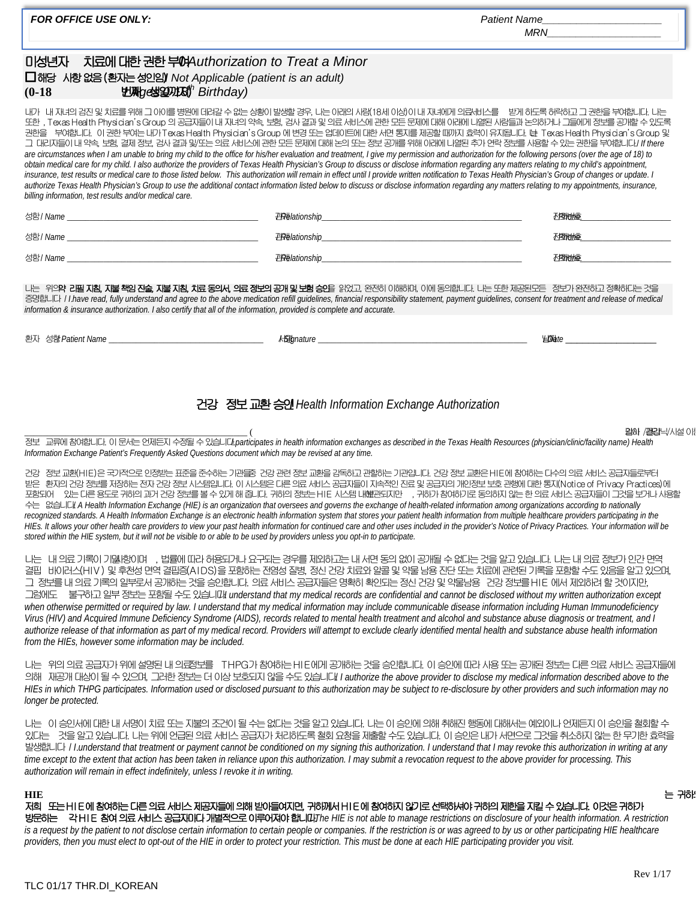**FOR OFFICE USE ONLY:** Patient Name____________________

MRN____________________

## 미성년자 치료에 대한 권한 부여/Authorization to Treat a Minor

☐ 해당 사항 없음 (환자는 성인임)/ *Not Applicable (patient is an adult)*

**(0-18 번째 생일까지/** *Age 18th Birthday)*

내가 내 자녀의 검진 및 치료를 위해 그 아이를 병원에 데려갈 수 없는 상황이 발생할 경우, 나는 아래의 사람(18세 이상)이 내 자녀에게 의료서비스를 받게 하도록 허락하고 그 권한을 부여합니다. 나는 또한 , Texas Health Physician's Group 의 공급자들이 내 자녀의 약속, 보험, 검사 결과 및 의료 서비스에 관한 모든 문제에 대해 아래에 나열된 사람들과 논의하거나 그들에게 정보를 공개할 수 있도록 권한을 부여합니다. 이 권한 부여는 내가 Texas Health Physician's Group 에 변경 또는 업데이트에 대한 서면 통지를 제공할 때까지 효력이 유지됩니다. 나는 Texas Health Physician's Group 및 그 대리자들이 내 약속, 보험, 결제 정보, 검사 결과 및/또는 의료 서비스에 관한 모든 문제에 대해 논의 또는 정보 공개를 위해 아래에 나열된 추가 연락 정보를 사용할 수 있는 권한을 부여합니다./ *If there are circumstances when I am unable to bring my child to the office for his/her evaluation and treatment, I give my permission and authorization for the following persons (over the age of 18) to obtain medical care for my child. I also authorize the providers of Texas Health Physician's Group to discuss or disclose information regarding any matters relating to my child's appointment, insurance, test results or medical care to those listed below. This authorization will remain in effect until I provide written notification to Texas Health Physician's Group of changes or update. I authorize Texas Health Physician's Group to use the additional contact information listed below to discuss or disclose information regarding any matters relating to my appointments, insurance, billing information, test results and/or medical care.*

성함 / *Name* ____________________ 관계/*Relationship*____________________ 전화번호____________

성함 / *Name* ____________________ 관계/*Relationship*____________________ 전화번호____________

성함 / *Name* ____________________ 관계/*Relationship*____________________ 전화번호____________

나는 위의 **약 리필 지침, 재정 책임 진술, 지불 지침, 치료 동의서, 의료 정보의 공개 및 보험 승인**을 읽었고, 완전히 이해하며, 이에 동의합니다. 나는 또한 제공된 모든 정보가 완전하고 정확하다는 것을 증명합니다 / *I have read, fully understand and agree to the above medication refill guidelines, financial responsibility statement, payment guidelines, consent for treatment and release of medical information & insurance authorization. I also certify that all of the information, provided is complete and accurate.*

환자 성함/*Patient Name* ____________________ 서명/*Signature* ____________________ 날짜/*Date* ____________

## 건강 정보 교환 승인/ *Health Information Exchange Authorization*

____________________ (의사/클리닉/시설 이름) 정보 교류에 참여합니다. 이 문서는 언제든지 수정될 수 있습니다./ *participates in health information exchanges as described in the Texas Health Resources (physician/clinic/facility name) Health Information Exchange Patient's Frequently Asked Questions document which may be revised at any time.*

건강 정보 교환(HIE)은 국가적으로 인정받는 표준을 준수하는 기관들 중 건강 관련 정보 교환을 감독하고 관할하는 기관입니다. 건강 정보 교환은 HIE에 참여하는 다수의 의료 서비스 공급자들로부터 받은 환자의 건강 정보를 저장하는 전자 건강 정보 시스템입니다. 이 시스템은 다른 의료 서비스 공급자들이 지속적인 진료 및 공급자의 개인정보 보호 관행에 대한 통지(Notice of Privacy Practices)에 포함되어 있는 다른 용도로 귀하의 과거 건강 정보를 볼 수 있게 해 줍니다. 귀하의 정보는 HIE 시스템 내에 보관되지만, 귀하가 참여하기로 동의하지 않는 한 의료 서비스 공급자들이 그것을 보거나 사용할 수는 없습니다./ *A Health Information Exchange (HIE) is an organization that oversees and governs the exchange of health-related information among organizations according to nationally recognized standards. A Health Information Exchange is an electronic health information system that stores your patient health information from multiple healthcare providers participating in the HIEs. It allows your other health care providers to view your past health information for continued care and other uses included in the provider's Notice of Privacy Practices. Your information will be stored within the HIE system, but it will not be visible to or able to be used by providers unless you opt-in to participate.*

나는 내 의료 기록이 기밀 사항이며, 법률에 따라 허용되거나 요구되는 경우를 제외하고는 내 서면 동의 없이 공개될 수 없다는 것을 알고 있습니다. 나는 내 의료 정보가 인간 면역 결핍 바이러스(HIV) 및 후천성 면역 결핍증(AIDS)을 포함하는 전염성 질병, 정신 건강 치료와 알콜 및 약물 남용 진단 또는 치료에 관련된 기록을 포함할 수도 있음을 알고 있으며, 그 정보를 내 의료 기록의 일부로서 공개하는 것을 승인합니다. 의료 서비스 공급자들은 명확히 확인되는 정신 건강 및 약물남용 건강 정보를 HIE 에서 제외하려 할 것이지만, 그럼에도 불구하고 일부 정보는 포함될 수도 있습니다./ *I understand that my medical records are confidential and cannot be disclosed without my written authorization except when otherwise permitted or required by law. I understand that my medical information may include communicable disease information including Human Immunodeficiency Virus (HIV) and Acquired Immune Deficiency Syndrome (AIDS), records related to mental health treatment and alcohol and substance abuse diagnosis or treatment, and I authorize release of that information as part of my medical record. Providers will attempt to exclude clearly identified mental health and substance abuse health information from the HIEs, however some information may be included.*

나는 위의 의료 공급자가 위에 설명된 내 의료정보를 THPG가 참여하는 HIE에게 공개하는 것을 승인합니다. 이 승인에 따라 사용 또는 공개된 정보는 다른 의료 서비스 공급자들에 의해 재공개 대상이 될 수 있으며, 그러한 정보는 더 이상 보호되지 않을 수도 있습니다./ *I authorize the above provider to disclose my medical information described above to the HIEs in which THPG participates. Information used or disclosed pursuant to this authorization may be subject to re-disclosure by other providers and such information may no longer be protected.*

나는 이 승인서에 대한 내 서명이 치료 또는 지불의 조건이 될 수는 없다는 것을 알고 있습니다. 나는 이 승인에 의해 취해진 행동에 대해서는 예외이나 언제든지 이 승인을 철회할 수 있다는 것을 알고 있습니다. 나는 위에 언급된 의료 서비스 공급자가 처리하도록 철회 요청을 제출할 수도 있습니다. 이 승인은 내가 서면으로 그것을 취소하지 않는 한 무기한 효력을 발생합니다 / *I understand that treatment or payment cannot be conditioned on my signing this authorization. I understand that I may revoke this authorization in writing at any time except to the extent that action has been taken in reliance upon this authorization. I may submit a revocation request to the above provider for processing. This authorization will remain in effect indefinitely, unless I revoke it in writing.*

**HIE 는 귀하 저희 또는 HIE에 참여하는 다른 의료 서비스 제공자들에 의해 받아들여지면, 귀하께서 HIE에 참여하지 않기로 선택하셔야 귀하의 제한을 지킬 수 있습니다. 이것은 귀하가 방문하는 각 HIE 참여 의료 서비스 공급자마다 개별적으로 이루어져야 합니다./** *The HIE is not able to manage restrictions on disclosure of your health information. A restriction is a request by the patient to not disclose certain information to certain people or companies. If the restriction is or was agreed to by us or other participating HIE healthcare providers, then you must elect to opt-out of the HIE in order to protect your restriction. This must be done at each HIE participating provider you visit.*

Rev 1/17

TLC 01/17 THR.DI_KOREAN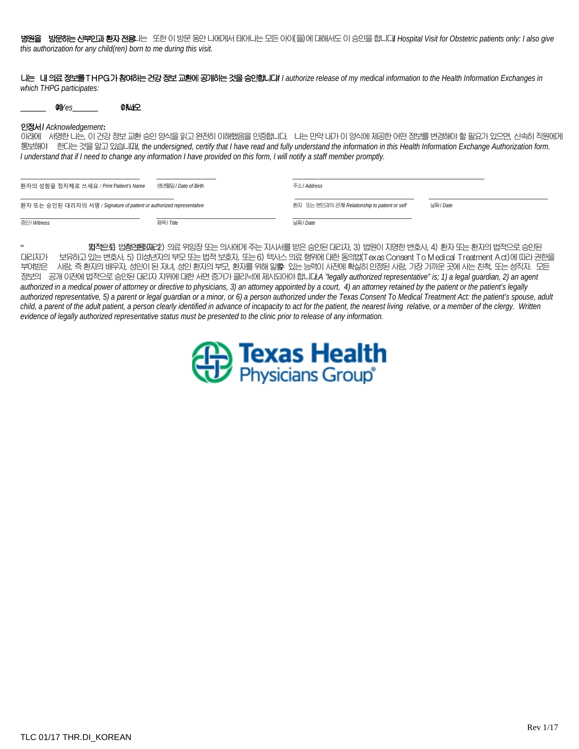**병원을 방문하는 산부인과 환자 전용:** 나는 또한 이 방문 동안 나에게서 태어나는 모든 아이(들)에 대해서도 이 승인을 합니다. / *Hospital Visit for Obstetric patients only: I also give this authorization for any child(ren) born to me during this visit.*

**나는 내 의료 정보를 THPG가 참여하는 건강 정보 교환에 공개하는 것을 승인합니다.** / *I authorize release of my medical information to the Health Information Exchanges in which THPG participates:*

______ 예 / *Yes* ______ 아니오 / *No*

**인정서** / *Acknowledgement*:

아래에 서명한 나는, 이 건강 정보 교환 승인 양식을 읽고 완전히 이해했음을 인증합니다. 나는 만약 내가 이 양식에 제공한 어떤 정보를 변경해야 할 필요가 있으면, 신속히 직원에게 통보해야 한다는 것을 알고 있습니다. / *I, the undersigned, certify that I have read and fully understand the information in this Health Information Exchange Authorization form. I understand that if I need to change any information I have provided on this form, I will notify a staff member promptly.*

| | | | |
|---|---|---|---|
| 환자의 성함을 정자체로 쓰세요 / *Print Patient's Name* | 생년월일 / *Date of Birth* | 주소 / *Address* | |
| 환자 또는 승인된 대리자의 서명 / *Signature of patient or authorized representative* | | 환자 또는 본인과의 관계 / *Relationship to patient or self* | 날짜 / *Date* |
| 증인 / *Witness* | 제목 / *Title* | 날짜 / *Date* | |

"법적으로 승인된 대리인"은 1) 법정 후견인, 2) 의료 위임장 또는 의사에게 주는 지시서를 받은 승인된 대리자, 3) 법원이 지명한 변호사, 4) 환자 또는 환자의 법적으로 승인된 대리자가 보유하고 있는 변호사, 5) 미성년자의 부모 또는 법적 보호자, 또는 6) 텍사스 의료 행위에 대한 동의법(Texas Consent To Medical Treatment Act)에 따라 권한을 부여받은 사람, 즉 환자의 배우자, 성인이 된 자녀, 성인 환자의 부모, 환자를 위해 일할 수 있는 능력이 사전에 확실히 인정된 사람, 가장 가까운 곳에 사는 친척, 또는 성직자. 모든 정보의 공개 이전에 법적으로 승인된 대리자 지위에 대한 서면 증거가 클리닉에 제시되어야 합니다. / *A "legally authorized representative" is; 1) a legal guardian, 2) an agent authorized in a medical power of attorney or directive to physicians, 3) an attorney appointed by a court, 4) an attorney retained by the patient or the patient's legally authorized representative, 5) a parent or legal guardian or a minor, or 6) a person authorized under the Texas Consent To Medical Treatment Act: the patient's spouse, adult child, a parent of the adult patient, a person clearly identified in advance of incapacity to act for the patient, the nearest living relative, or a member of the clergy. Written evidence of legally authorized representative status must be presented to the clinic prior to release of any information.*

Texas Health Physicians Group®

Rev 1/17

TLC 01/17 THR.DI_KOREAN